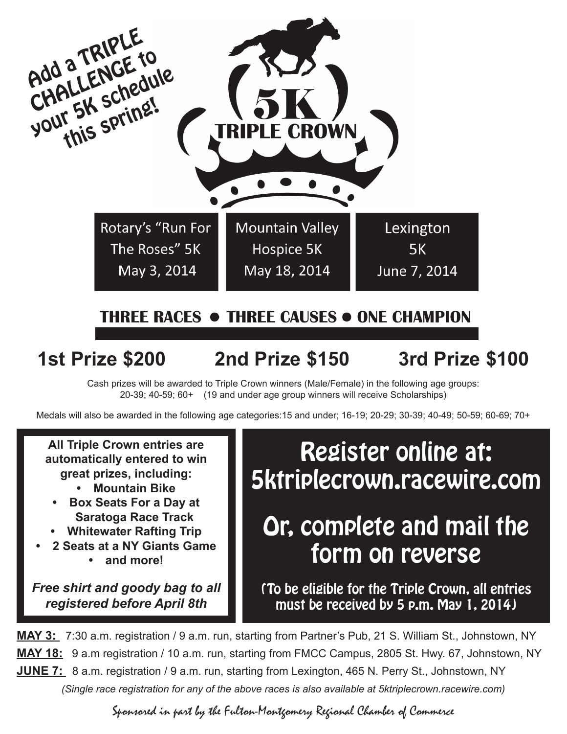Add a TRIPLE CHALLENGE to your 5K schedule this spring!

# 5K TRIPLE CROWN

| Rotary's "Run For The Roses" 5K May 3, 2014 | Mountain Valley Hospice 5K May 18, 2014 | Lexington 5K June 7, 2014 |
| --- | --- | --- |

## THREE RACES • THREE CAUSES • ONE CHAMPION

## 1st Prize $200 2nd Prize $150 3rd Prize $100

Cash prizes will be awarded to Triple Crown winners (Male/Female) in the following age groups: 20-39; 40-59; 60+ (19 and under age group winners will receive Scholarships)

Medals will also be awarded in the following age categories:15 and under; 16-19; 20-29; 30-39; 40-49; 50-59; 60-69; 70+

**All Triple Crown entries are automatically entered to win great prizes, including:**

- **Mountain Bike**
- **Box Seats For a Day at Saratoga Race Track**
- **Whitewater Rafting Trip**
- **2 Seats at a NY Giants Game**
- **and more!**

***Free shirt and goody bag to all registered before April 8th***

## Register online at: 5ktriplecrown.racewire.com

## Or, complete and mail the form on reverse

(To be eligible for the Triple Crown, all entries must be received by 5 p.m. May 1, 2014)

**MAY 3:** 7:30 a.m. registration / 9 a.m. run, starting from Partner's Pub, 21 S. William St., Johnstown, NY

**MAY 18:** 9 a.m registration / 10 a.m. run, starting from FMCC Campus, 2805 St. Hwy. 67, Johnstown, NY

**JUNE 7:** 8 a.m. registration / 9 a.m. run, starting from Lexington, 465 N. Perry St., Johnstown, NY

*(Single race registration for any of the above races is also available at 5ktriplecrown.racewire.com)*

*Sponsored in part by the Fulton-Montgomery Regional Chamber of Commerce*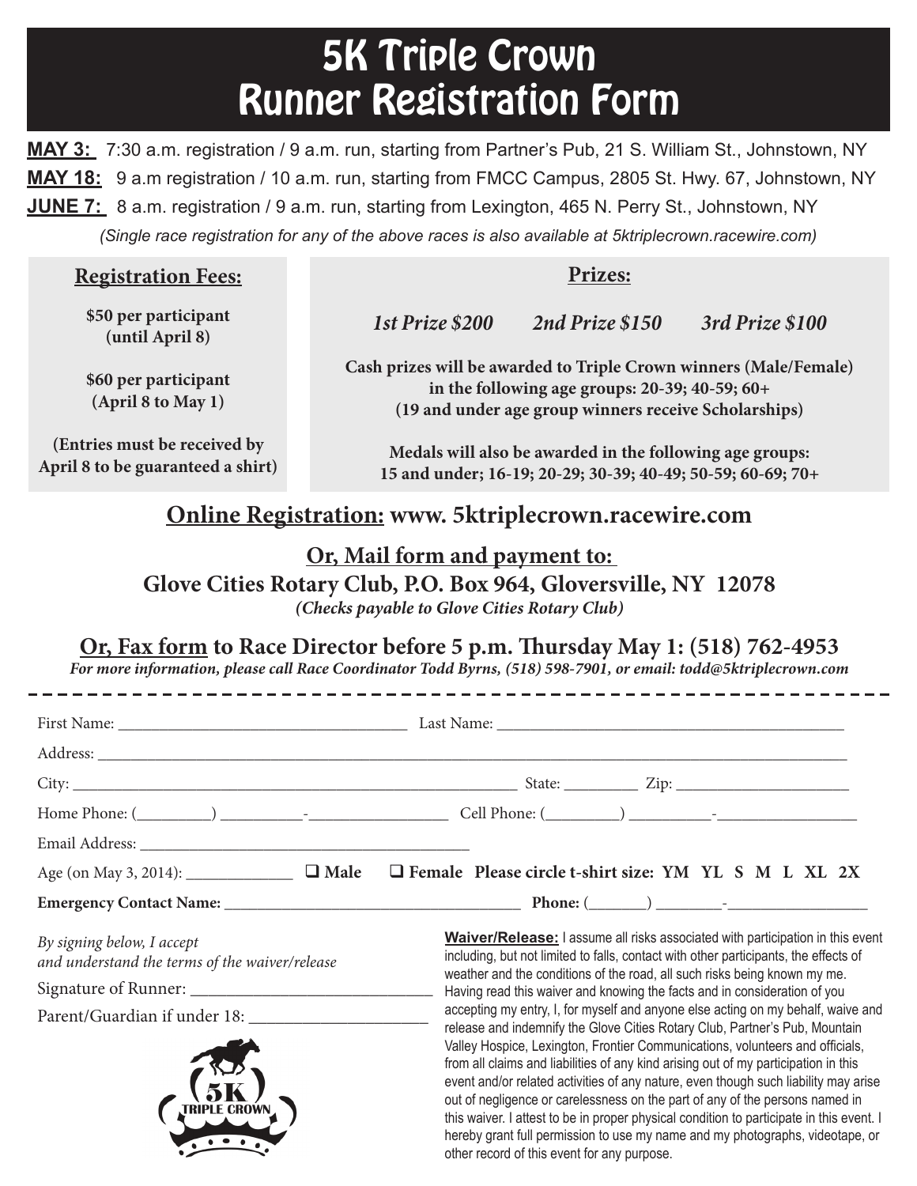# 5K Triple Crown Runner Registration Form

**MAY 3:** 7:30 a.m. registration / 9 a.m. run, starting from Partner's Pub, 21 S. William St., Johnstown, NY

**MAY 18:** 9 a.m registration / 10 a.m. run, starting from FMCC Campus, 2805 St. Hwy. 67, Johnstown, NY

**JUNE 7:** 8 a.m. registration / 9 a.m. run, starting from Lexington, 465 N. Perry St., Johnstown, NY

*(Single race registration for any of the above races is also available at 5ktriplecrown.racewire.com)*

## Registration Fees:

**$50 per participant (until April 8)**

**$60 per participant (April 8 to May 1)**

**(Entries must be received by April 8 to be guaranteed a shirt)**

## Prizes:

***1st Prize $200*** ***2nd Prize $150*** ***3rd Prize $100***

**Cash prizes will be awarded to Triple Crown winners (Male/Female) in the following age groups: 20-39; 40-59; 60+**
**(19 and under age group winners receive Scholarships)**

**Medals will also be awarded in the following age groups: 15 and under; 16-19; 20-29; 30-39; 40-49; 50-59; 60-69; 70+**

## Online Registration: www. 5ktriplecrown.racewire.com

## Or, Mail form and payment to:

**Glove Cities Rotary Club, P.O. Box 964, Gloversville, NY 12078**

***(Checks payable to Glove Cities Rotary Club)***

## Or, Fax form to Race Director before 5 p.m. Thursday May 1: (518) 762-4953

***For more information, please call Race Coordinator Todd Byrns, (518) 598-7901, or email: todd@5ktriplecrown.com***

---

First Name: ____________________ Last Name: ____________________

Address: ________________________________________

City: ____________________ State: ________ Zip: ____________

Home Phone: (______) ________-__________ Cell Phone: (______) ________-__________

Email Address: ____________________

Age (on May 3, 2014): ________ ☐ **Male** ☐ **Female** **Please circle t-shirt size: YM YL S M L XL 2X**

**Emergency Contact Name:** ____________________ **Phone:** (______) ________-__________

*By signing below, I accept and understand the terms of the waiver/release*

Signature of Runner: ____________________

Parent/Guardian if under 18: ____________________

**Waiver/Release:** I assume all risks associated with participation in this event including, but not limited to falls, contact with other participants, the effects of weather and the conditions of the road, all such risks being known my me. Having read this waiver and knowing the facts and in consideration of you accepting my entry, I, for myself and anyone else acting on my behalf, waive and release and indemnify the Glove Cities Rotary Club, Partner's Pub, Mountain Valley Hospice, Lexington, Frontier Communications, volunteers and officials, from all claims and liabilities of any kind arising out of my participation in this event and/or related activities of any nature, even though such liability may arise out of negligence or carelessness on the part of any of the persons named in this waiver. I attest to be in proper physical condition to participate in this event. I hereby grant full permission to use my name and my photographs, videotape, or other record of this event for any purpose.